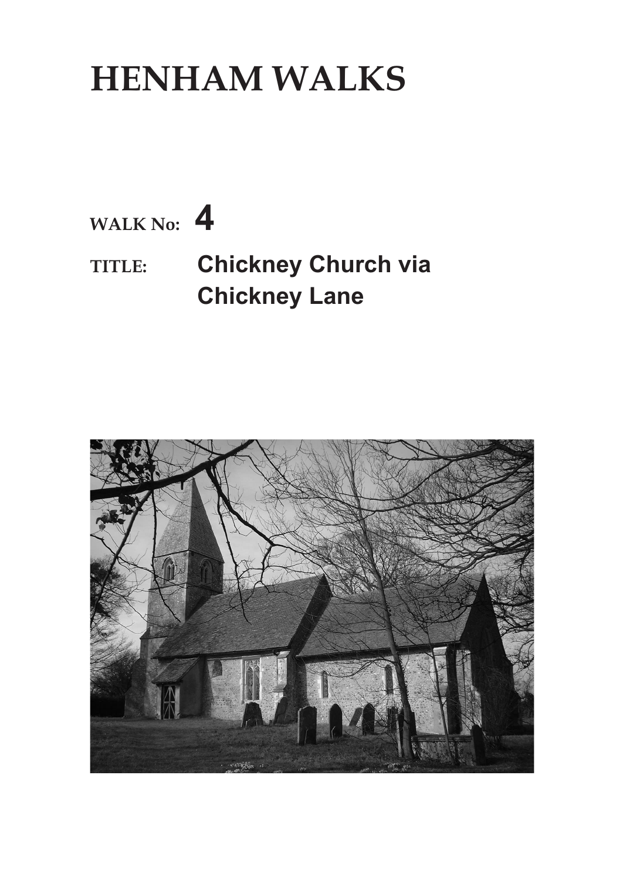# HENHAM WALKS

**WALK No: 4**

**TITLE: Chickney Church via Chickney Lane**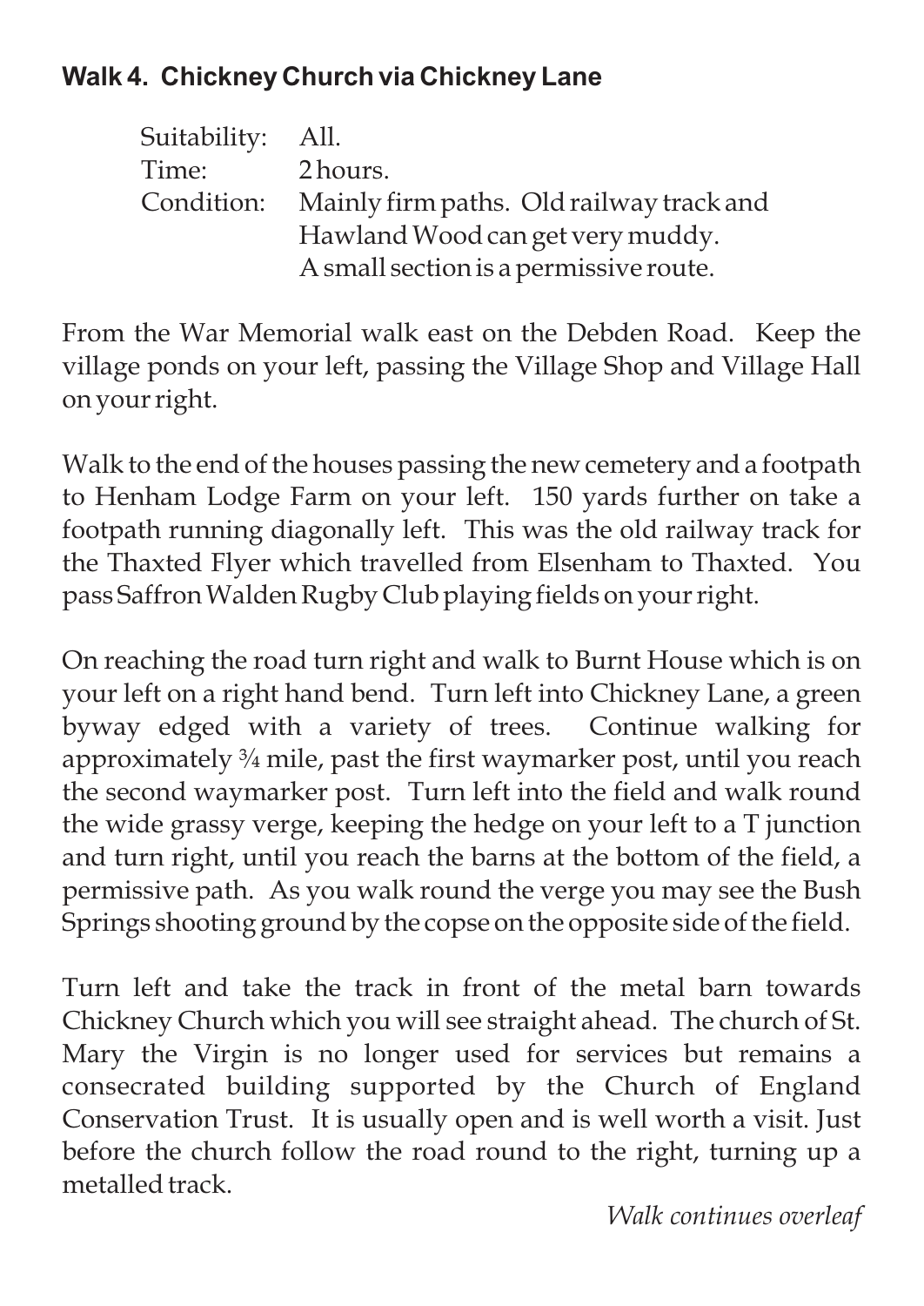**Walk 4. Chickney Church via Chickney Lane**

| | |
|---|---|
| Suitability: | All. |
| Time: | 2 hours. |
| Condition: | Mainly firm paths. Old railway track and Hawland Wood can get very muddy. A small section is a permissive route. |

From the War Memorial walk east on the Debden Road. Keep the village ponds on your left, passing the Village Shop and Village Hall on your right.

Walk to the end of the houses passing the new cemetery and a footpath to Henham Lodge Farm on your left. 150 yards further on take a footpath running diagonally left. This was the old railway track for the Thaxted Flyer which travelled from Elsenham to Thaxted. You pass Saffron Walden Rugby Club playing fields on your right.

On reaching the road turn right and walk to Burnt House which is on your left on a right hand bend. Turn left into Chickney Lane, a green byway edged with a variety of trees. Continue walking for approximately ¾ mile, past the first waymarker post, until you reach the second waymarker post. Turn left into the field and walk round the wide grassy verge, keeping the hedge on your left to a T junction and turn right, until you reach the barns at the bottom of the field, a permissive path. As you walk round the verge you may see the Bush Springs shooting ground by the copse on the opposite side of the field.

Turn left and take the track in front of the metal barn towards Chickney Church which you will see straight ahead. The church of St. Mary the Virgin is no longer used for services but remains a consecrated building supported by the Church of England Conservation Trust. It is usually open and is well worth a visit. Just before the church follow the road round to the right, turning up a metalled track.

*Walk continues overleaf*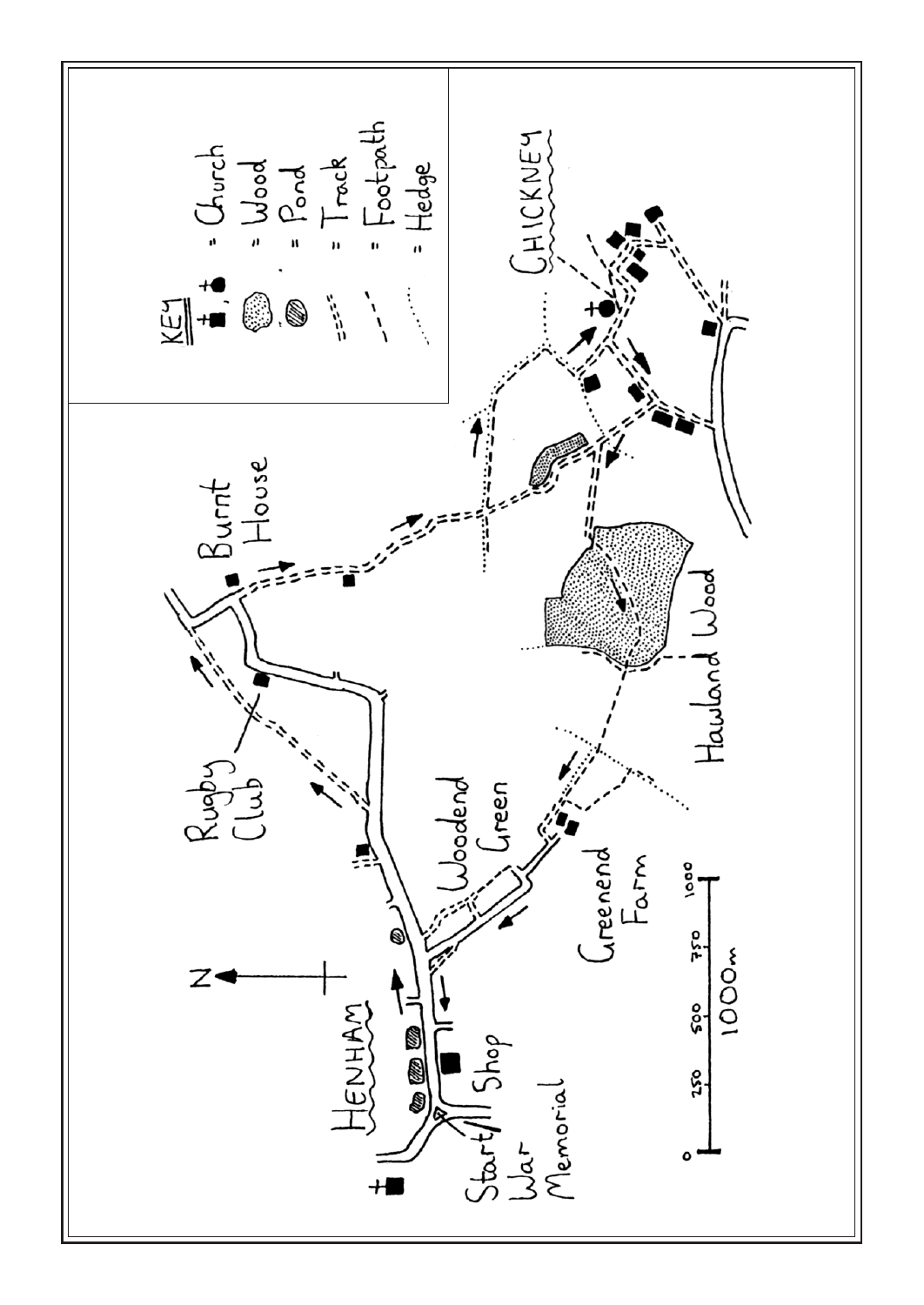**KEY**

- Church
- Wood
- Pond
- Track
- Footpath
- Hedge

CHICKNEY

Burnt House

Rugby Club

Woodend Green

Hawland Wood

Greenend Farm

HENHAM

Start/War Memorial

Shop

N

0 250 500 750 1000

1000m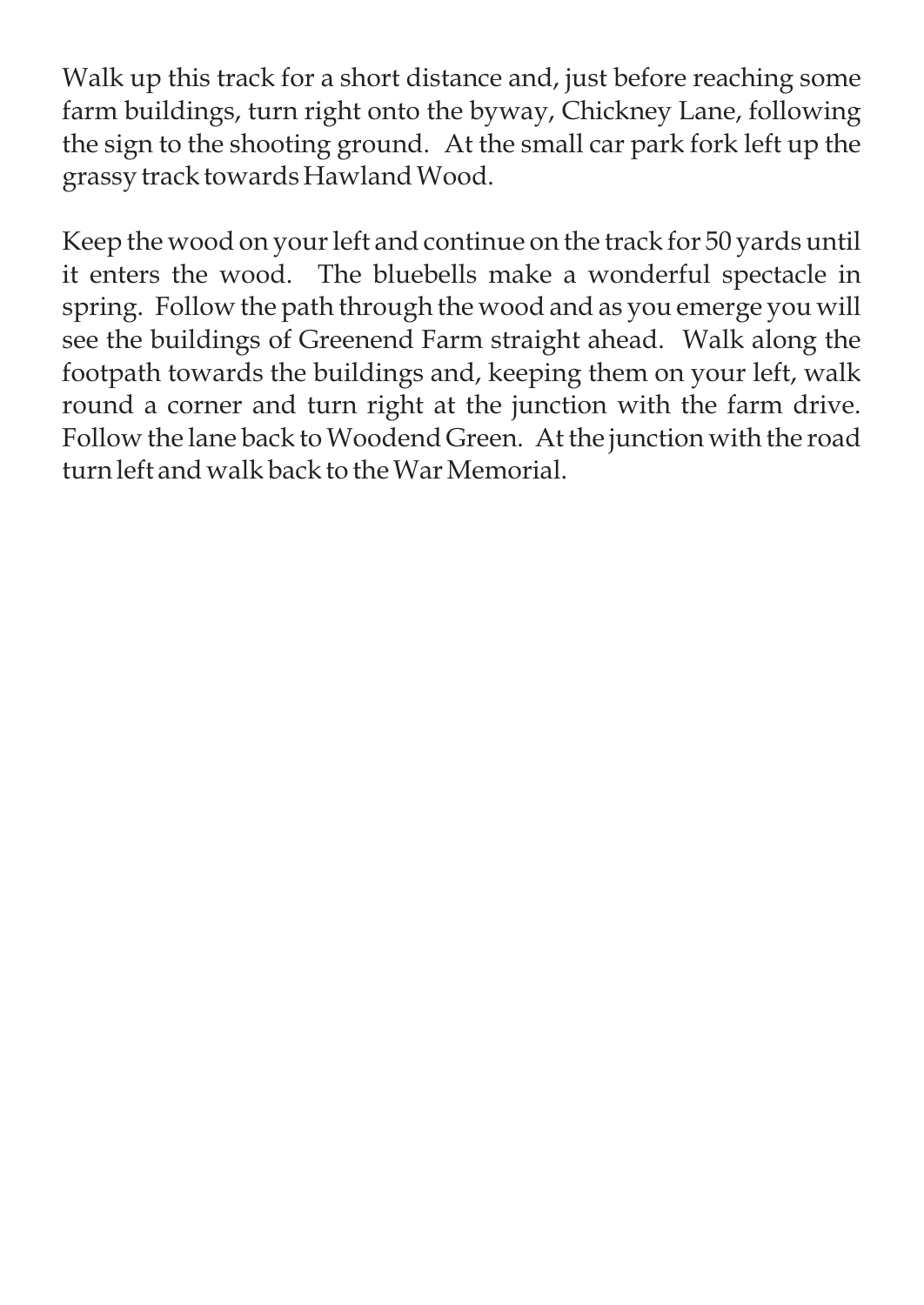Walk up this track for a short distance and, just before reaching some farm buildings, turn right onto the byway, Chickney Lane, following the sign to the shooting ground. At the small car park fork left up the grassy track towards Hawland Wood.

Keep the wood on your left and continue on the track for 50 yards until it enters the wood. The bluebells make a wonderful spectacle in spring. Follow the path through the wood and as you emerge you will see the buildings of Greenend Farm straight ahead. Walk along the footpath towards the buildings and, keeping them on your left, walk round a corner and turn right at the junction with the farm drive. Follow the lane back to Woodend Green. At the junction with the road turn left and walk back to the War Memorial.